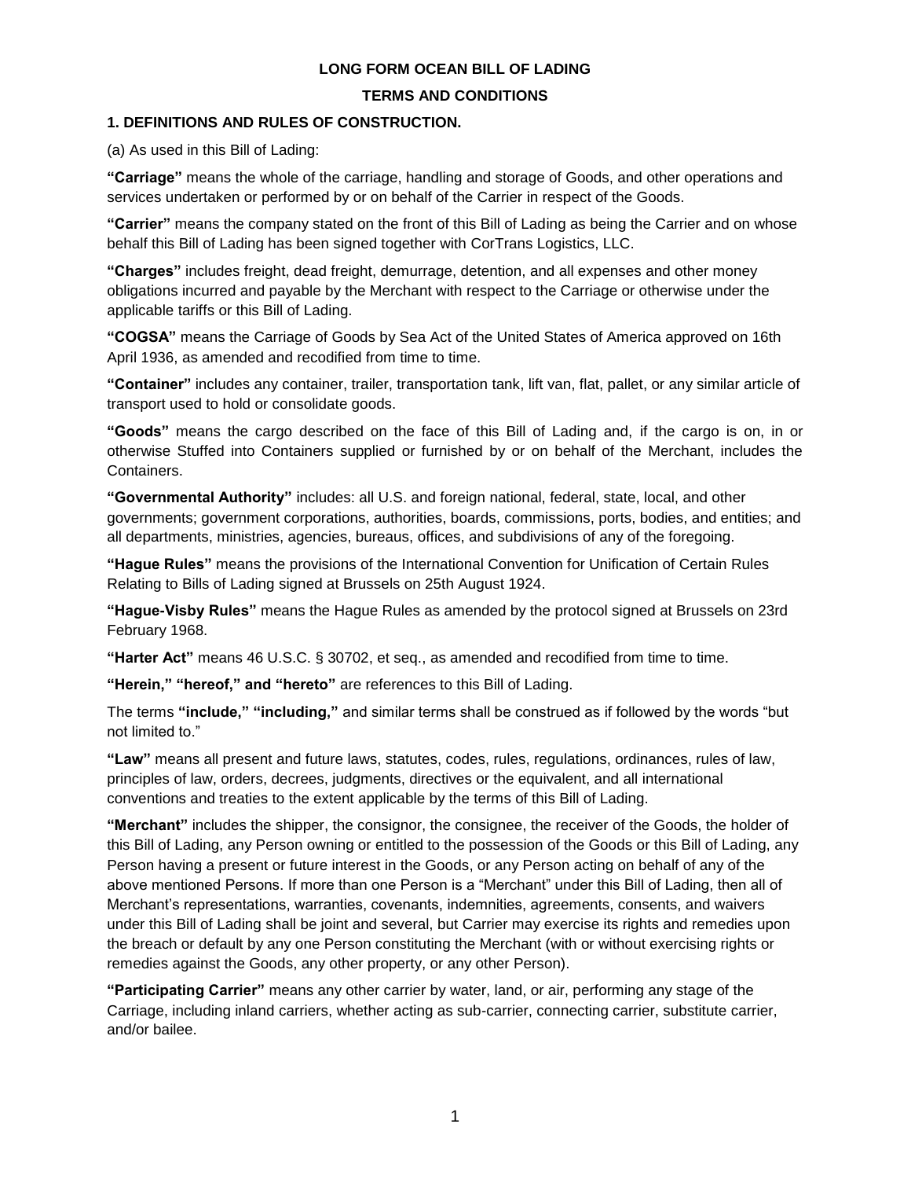# LONG FORM OCEAN BILL OF LADING

## TERMS AND CONDITIONS

### 1. DEFINITIONS AND RULES OF CONSTRUCTION.

(a) As used in this Bill of Lading:

**"Carriage"** means the whole of the carriage, handling and storage of Goods, and other operations and services undertaken or performed by or on behalf of the Carrier in respect of the Goods.

**"Carrier"** means the company stated on the front of this Bill of Lading as being the Carrier and on whose behalf this Bill of Lading has been signed together with CorTrans Logistics, LLC.

**"Charges"** includes freight, dead freight, demurrage, detention, and all expenses and other money obligations incurred and payable by the Merchant with respect to the Carriage or otherwise under the applicable tariffs or this Bill of Lading.

**"COGSA"** means the Carriage of Goods by Sea Act of the United States of America approved on 16th April 1936, as amended and recodified from time to time.

**"Container"** includes any container, trailer, transportation tank, lift van, flat, pallet, or any similar article of transport used to hold or consolidate goods.

**"Goods"** means the cargo described on the face of this Bill of Lading and, if the cargo is on, in or otherwise Stuffed into Containers supplied or furnished by or on behalf of the Merchant, includes the Containers.

**"Governmental Authority"** includes: all U.S. and foreign national, federal, state, local, and other governments; government corporations, authorities, boards, commissions, ports, bodies, and entities; and all departments, ministries, agencies, bureaus, offices, and subdivisions of any of the foregoing.

**"Hague Rules"** means the provisions of the International Convention for Unification of Certain Rules Relating to Bills of Lading signed at Brussels on 25th August 1924.

**"Hague-Visby Rules"** means the Hague Rules as amended by the protocol signed at Brussels on 23rd February 1968.

**"Harter Act"** means 46 U.S.C. § 30702, et seq., as amended and recodified from time to time.

**"Herein," "hereof," and "hereto"** are references to this Bill of Lading.

The terms **"include," "including,"** and similar terms shall be construed as if followed by the words "but not limited to."

**"Law"** means all present and future laws, statutes, codes, rules, regulations, ordinances, rules of law, principles of law, orders, decrees, judgments, directives or the equivalent, and all international conventions and treaties to the extent applicable by the terms of this Bill of Lading.

**"Merchant"** includes the shipper, the consignor, the consignee, the receiver of the Goods, the holder of this Bill of Lading, any Person owning or entitled to the possession of the Goods or this Bill of Lading, any Person having a present or future interest in the Goods, or any Person acting on behalf of any of the above mentioned Persons. If more than one Person is a "Merchant" under this Bill of Lading, then all of Merchant's representations, warranties, covenants, indemnities, agreements, consents, and waivers under this Bill of Lading shall be joint and several, but Carrier may exercise its rights and remedies upon the breach or default by any one Person constituting the Merchant (with or without exercising rights or remedies against the Goods, any other property, or any other Person).

**"Participating Carrier"** means any other carrier by water, land, or air, performing any stage of the Carriage, including inland carriers, whether acting as sub-carrier, connecting carrier, substitute carrier, and/or bailee.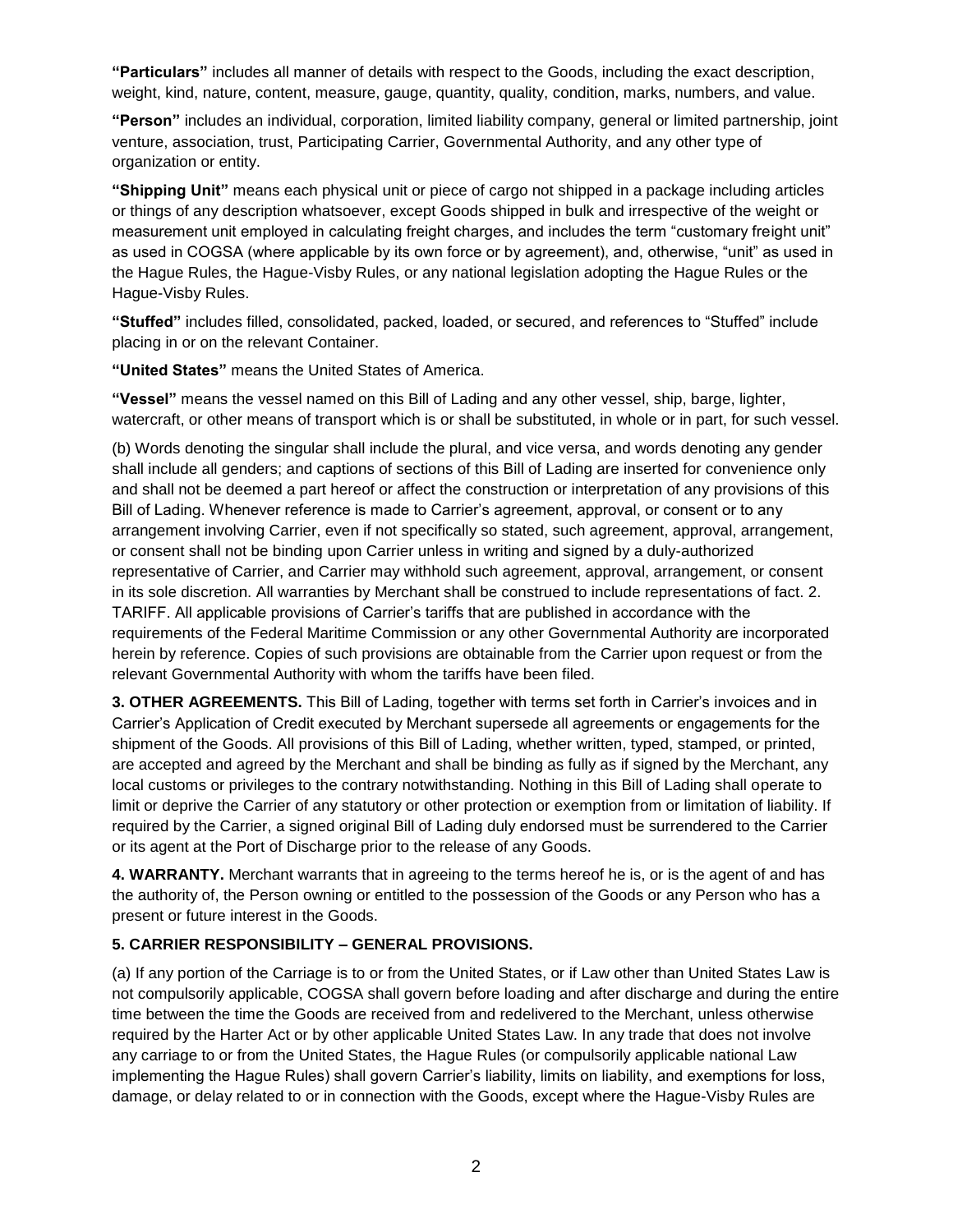**"Particulars"** includes all manner of details with respect to the Goods, including the exact description, weight, kind, nature, content, measure, gauge, quantity, quality, condition, marks, numbers, and value.

**"Person"** includes an individual, corporation, limited liability company, general or limited partnership, joint venture, association, trust, Participating Carrier, Governmental Authority, and any other type of organization or entity.

**"Shipping Unit"** means each physical unit or piece of cargo not shipped in a package including articles or things of any description whatsoever, except Goods shipped in bulk and irrespective of the weight or measurement unit employed in calculating freight charges, and includes the term "customary freight unit" as used in COGSA (where applicable by its own force or by agreement), and, otherwise, "unit" as used in the Hague Rules, the Hague-Visby Rules, or any national legislation adopting the Hague Rules or the Hague-Visby Rules.

**"Stuffed"** includes filled, consolidated, packed, loaded, or secured, and references to "Stuffed" include placing in or on the relevant Container.

**"United States"** means the United States of America.

**"Vessel"** means the vessel named on this Bill of Lading and any other vessel, ship, barge, lighter, watercraft, or other means of transport which is or shall be substituted, in whole or in part, for such vessel.

(b) Words denoting the singular shall include the plural, and vice versa, and words denoting any gender shall include all genders; and captions of sections of this Bill of Lading are inserted for convenience only and shall not be deemed a part hereof or affect the construction or interpretation of any provisions of this Bill of Lading. Whenever reference is made to Carrier's agreement, approval, or consent or to any arrangement involving Carrier, even if not specifically so stated, such agreement, approval, arrangement, or consent shall not be binding upon Carrier unless in writing and signed by a duly-authorized representative of Carrier, and Carrier may withhold such agreement, approval, arrangement, or consent in its sole discretion. All warranties by Merchant shall be construed to include representations of fact. 2. TARIFF. All applicable provisions of Carrier's tariffs that are published in accordance with the requirements of the Federal Maritime Commission or any other Governmental Authority are incorporated herein by reference. Copies of such provisions are obtainable from the Carrier upon request or from the relevant Governmental Authority with whom the tariffs have been filed.

**3. OTHER AGREEMENTS.** This Bill of Lading, together with terms set forth in Carrier's invoices and in Carrier's Application of Credit executed by Merchant supersede all agreements or engagements for the shipment of the Goods. All provisions of this Bill of Lading, whether written, typed, stamped, or printed, are accepted and agreed by the Merchant and shall be binding as fully as if signed by the Merchant, any local customs or privileges to the contrary notwithstanding. Nothing in this Bill of Lading shall operate to limit or deprive the Carrier of any statutory or other protection or exemption from or limitation of liability. If required by the Carrier, a signed original Bill of Lading duly endorsed must be surrendered to the Carrier or its agent at the Port of Discharge prior to the release of any Goods.

**4. WARRANTY.** Merchant warrants that in agreeing to the terms hereof he is, or is the agent of and has the authority of, the Person owning or entitled to the possession of the Goods or any Person who has a present or future interest in the Goods.

**5. CARRIER RESPONSIBILITY – GENERAL PROVISIONS.**

(a) If any portion of the Carriage is to or from the United States, or if Law other than United States Law is not compulsorily applicable, COGSA shall govern before loading and after discharge and during the entire time between the time the Goods are received from and redelivered to the Merchant, unless otherwise required by the Harter Act or by other applicable United States Law. In any trade that does not involve any carriage to or from the United States, the Hague Rules (or compulsorily applicable national Law implementing the Hague Rules) shall govern Carrier's liability, limits on liability, and exemptions for loss, damage, or delay related to or in connection with the Goods, except where the Hague-Visby Rules are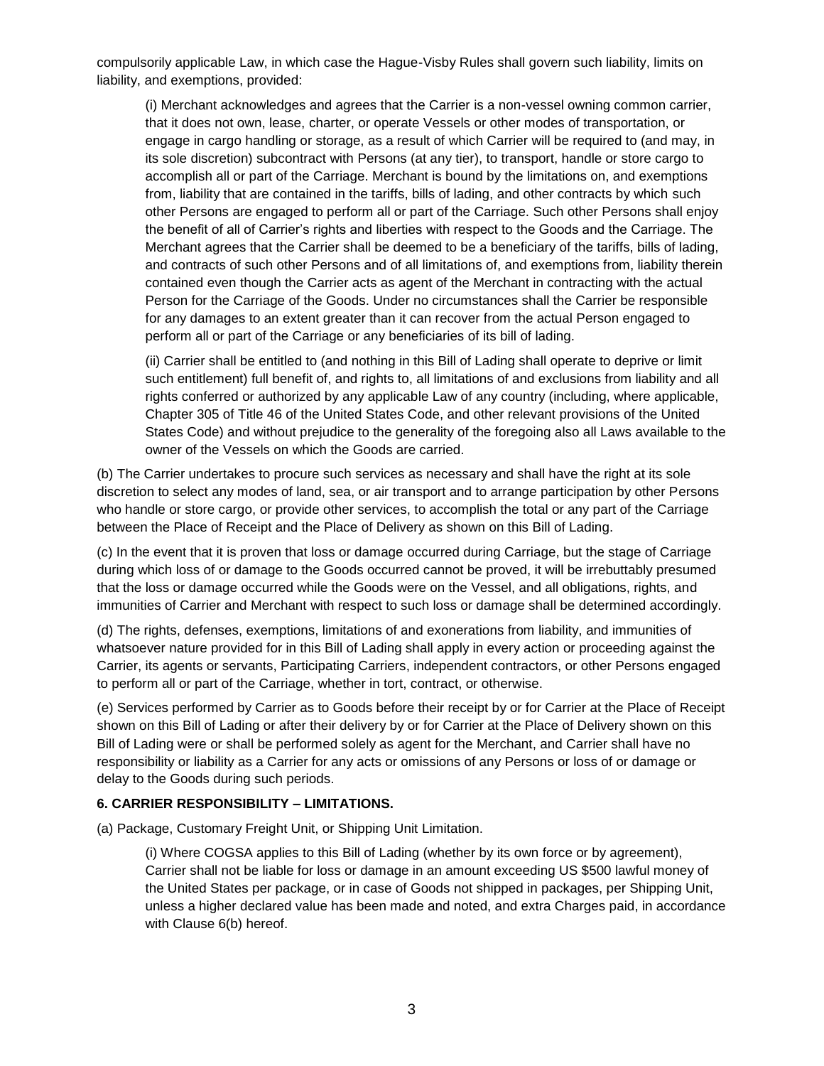compulsorily applicable Law, in which case the Hague-Visby Rules shall govern such liability, limits on liability, and exemptions, provided:

(i) Merchant acknowledges and agrees that the Carrier is a non-vessel owning common carrier, that it does not own, lease, charter, or operate Vessels or other modes of transportation, or engage in cargo handling or storage, as a result of which Carrier will be required to (and may, in its sole discretion) subcontract with Persons (at any tier), to transport, handle or store cargo to accomplish all or part of the Carriage. Merchant is bound by the limitations on, and exemptions from, liability that are contained in the tariffs, bills of lading, and other contracts by which such other Persons are engaged to perform all or part of the Carriage. Such other Persons shall enjoy the benefit of all of Carrier's rights and liberties with respect to the Goods and the Carriage. The Merchant agrees that the Carrier shall be deemed to be a beneficiary of the tariffs, bills of lading, and contracts of such other Persons and of all limitations of, and exemptions from, liability therein contained even though the Carrier acts as agent of the Merchant in contracting with the actual Person for the Carriage of the Goods. Under no circumstances shall the Carrier be responsible for any damages to an extent greater than it can recover from the actual Person engaged to perform all or part of the Carriage or any beneficiaries of its bill of lading.

(ii) Carrier shall be entitled to (and nothing in this Bill of Lading shall operate to deprive or limit such entitlement) full benefit of, and rights to, all limitations of and exclusions from liability and all rights conferred or authorized by any applicable Law of any country (including, where applicable, Chapter 305 of Title 46 of the United States Code, and other relevant provisions of the United States Code) and without prejudice to the generality of the foregoing also all Laws available to the owner of the Vessels on which the Goods are carried.

(b) The Carrier undertakes to procure such services as necessary and shall have the right at its sole discretion to select any modes of land, sea, or air transport and to arrange participation by other Persons who handle or store cargo, or provide other services, to accomplish the total or any part of the Carriage between the Place of Receipt and the Place of Delivery as shown on this Bill of Lading.

(c) In the event that it is proven that loss or damage occurred during Carriage, but the stage of Carriage during which loss of or damage to the Goods occurred cannot be proved, it will be irrebuttably presumed that the loss or damage occurred while the Goods were on the Vessel, and all obligations, rights, and immunities of Carrier and Merchant with respect to such loss or damage shall be determined accordingly.

(d) The rights, defenses, exemptions, limitations of and exonerations from liability, and immunities of whatsoever nature provided for in this Bill of Lading shall apply in every action or proceeding against the Carrier, its agents or servants, Participating Carriers, independent contractors, or other Persons engaged to perform all or part of the Carriage, whether in tort, contract, or otherwise.

(e) Services performed by Carrier as to Goods before their receipt by or for Carrier at the Place of Receipt shown on this Bill of Lading or after their delivery by or for Carrier at the Place of Delivery shown on this Bill of Lading were or shall be performed solely as agent for the Merchant, and Carrier shall have no responsibility or liability as a Carrier for any acts or omissions of any Persons or loss of or damage or delay to the Goods during such periods.

**6. CARRIER RESPONSIBILITY – LIMITATIONS.**

(a) Package, Customary Freight Unit, or Shipping Unit Limitation.

(i) Where COGSA applies to this Bill of Lading (whether by its own force or by agreement), Carrier shall not be liable for loss or damage in an amount exceeding US $500 lawful money of the United States per package, or in case of Goods not shipped in packages, per Shipping Unit, unless a higher declared value has been made and noted, and extra Charges paid, in accordance with Clause 6(b) hereof.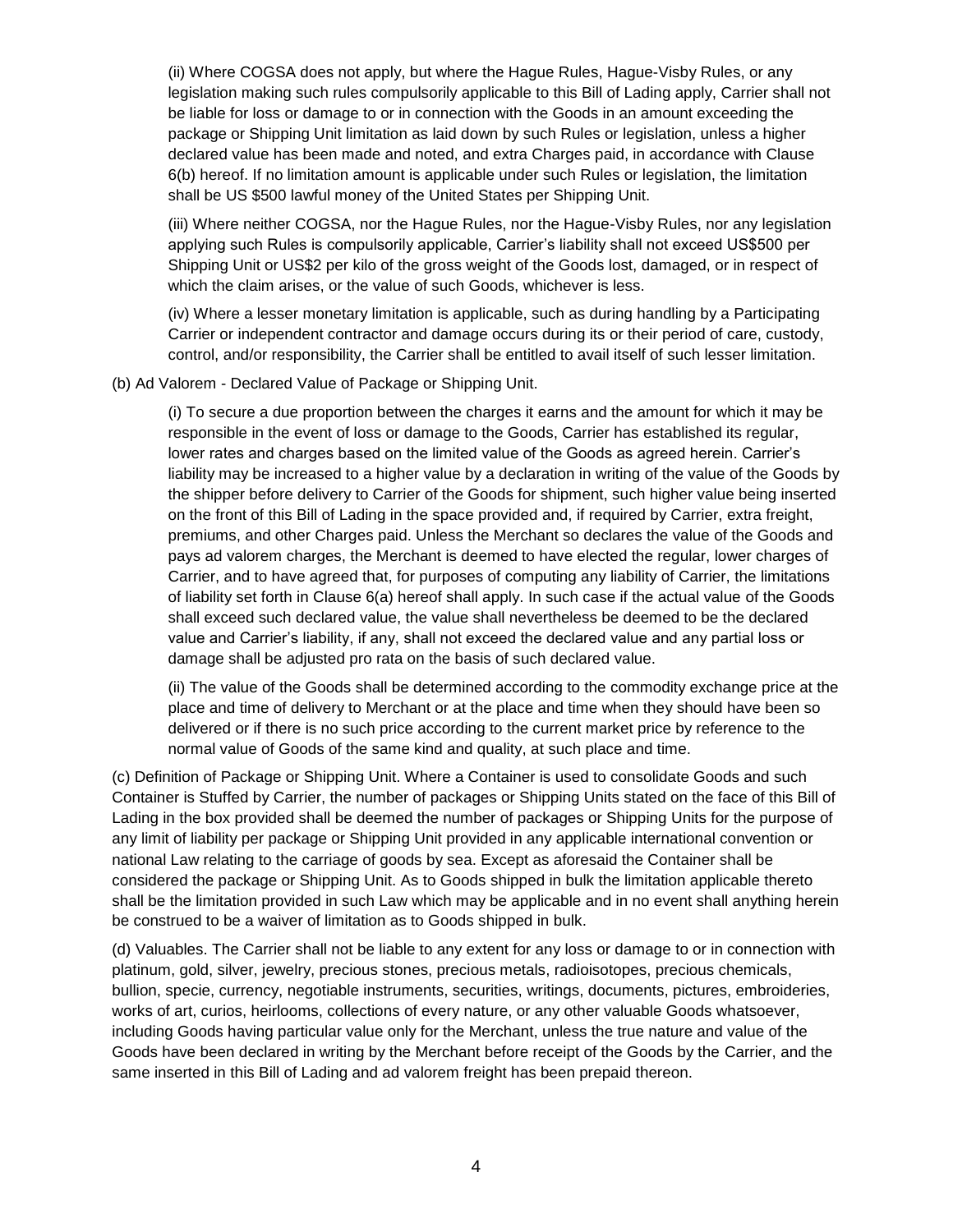(ii) Where COGSA does not apply, but where the Hague Rules, Hague-Visby Rules, or any legislation making such rules compulsorily applicable to this Bill of Lading apply, Carrier shall not be liable for loss or damage to or in connection with the Goods in an amount exceeding the package or Shipping Unit limitation as laid down by such Rules or legislation, unless a higher declared value has been made and noted, and extra Charges paid, in accordance with Clause 6(b) hereof. If no limitation amount is applicable under such Rules or legislation, the limitation shall be US $500 lawful money of the United States per Shipping Unit.

(iii) Where neither COGSA, nor the Hague Rules, nor the Hague-Visby Rules, nor any legislation applying such Rules is compulsorily applicable, Carrier's liability shall not exceed US$500 per Shipping Unit or US$2 per kilo of the gross weight of the Goods lost, damaged, or in respect of which the claim arises, or the value of such Goods, whichever is less.

(iv) Where a lesser monetary limitation is applicable, such as during handling by a Participating Carrier or independent contractor and damage occurs during its or their period of care, custody, control, and/or responsibility, the Carrier shall be entitled to avail itself of such lesser limitation.

(b) Ad Valorem - Declared Value of Package or Shipping Unit.

(i) To secure a due proportion between the charges it earns and the amount for which it may be responsible in the event of loss or damage to the Goods, Carrier has established its regular, lower rates and charges based on the limited value of the Goods as agreed herein. Carrier's liability may be increased to a higher value by a declaration in writing of the value of the Goods by the shipper before delivery to Carrier of the Goods for shipment, such higher value being inserted on the front of this Bill of Lading in the space provided and, if required by Carrier, extra freight, premiums, and other Charges paid. Unless the Merchant so declares the value of the Goods and pays ad valorem charges, the Merchant is deemed to have elected the regular, lower charges of Carrier, and to have agreed that, for purposes of computing any liability of Carrier, the limitations of liability set forth in Clause 6(a) hereof shall apply. In such case if the actual value of the Goods shall exceed such declared value, the value shall nevertheless be deemed to be the declared value and Carrier's liability, if any, shall not exceed the declared value and any partial loss or damage shall be adjusted pro rata on the basis of such declared value.

(ii) The value of the Goods shall be determined according to the commodity exchange price at the place and time of delivery to Merchant or at the place and time when they should have been so delivered or if there is no such price according to the current market price by reference to the normal value of Goods of the same kind and quality, at such place and time.

(c) Definition of Package or Shipping Unit. Where a Container is used to consolidate Goods and such Container is Stuffed by Carrier, the number of packages or Shipping Units stated on the face of this Bill of Lading in the box provided shall be deemed the number of packages or Shipping Units for the purpose of any limit of liability per package or Shipping Unit provided in any applicable international convention or national Law relating to the carriage of goods by sea. Except as aforesaid the Container shall be considered the package or Shipping Unit. As to Goods shipped in bulk the limitation applicable thereto shall be the limitation provided in such Law which may be applicable and in no event shall anything herein be construed to be a waiver of limitation as to Goods shipped in bulk.

(d) Valuables. The Carrier shall not be liable to any extent for any loss or damage to or in connection with platinum, gold, silver, jewelry, precious stones, precious metals, radioisotopes, precious chemicals, bullion, specie, currency, negotiable instruments, securities, writings, documents, pictures, embroideries, works of art, curios, heirlooms, collections of every nature, or any other valuable Goods whatsoever, including Goods having particular value only for the Merchant, unless the true nature and value of the Goods have been declared in writing by the Merchant before receipt of the Goods by the Carrier, and the same inserted in this Bill of Lading and ad valorem freight has been prepaid thereon.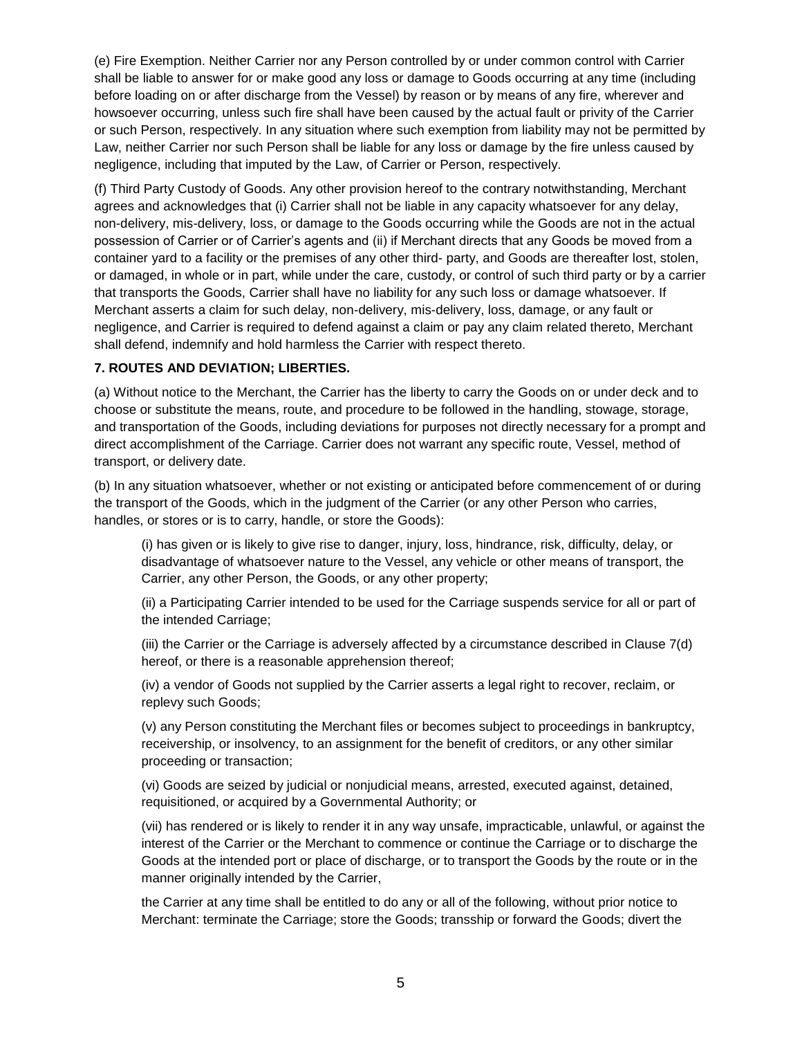(e) Fire Exemption. Neither Carrier nor any Person controlled by or under common control with Carrier shall be liable to answer for or make good any loss or damage to Goods occurring at any time (including before loading on or after discharge from the Vessel) by reason or by means of any fire, wherever and howsoever occurring, unless such fire shall have been caused by the actual fault or privity of the Carrier or such Person, respectively. In any situation where such exemption from liability may not be permitted by Law, neither Carrier nor such Person shall be liable for any loss or damage by the fire unless caused by negligence, including that imputed by the Law, of Carrier or Person, respectively.

(f) Third Party Custody of Goods. Any other provision hereof to the contrary notwithstanding, Merchant agrees and acknowledges that (i) Carrier shall not be liable in any capacity whatsoever for any delay, non-delivery, mis-delivery, loss, or damage to the Goods occurring while the Goods are not in the actual possession of Carrier or of Carrier's agents and (ii) if Merchant directs that any Goods be moved from a container yard to a facility or the premises of any other third- party, and Goods are thereafter lost, stolen, or damaged, in whole or in part, while under the care, custody, or control of such third party or by a carrier that transports the Goods, Carrier shall have no liability for any such loss or damage whatsoever. If Merchant asserts a claim for such delay, non-delivery, mis-delivery, loss, damage, or any fault or negligence, and Carrier is required to defend against a claim or pay any claim related thereto, Merchant shall defend, indemnify and hold harmless the Carrier with respect thereto.

**7. ROUTES AND DEVIATION; LIBERTIES.**

(a) Without notice to the Merchant, the Carrier has the liberty to carry the Goods on or under deck and to choose or substitute the means, route, and procedure to be followed in the handling, stowage, storage, and transportation of the Goods, including deviations for purposes not directly necessary for a prompt and direct accomplishment of the Carriage. Carrier does not warrant any specific route, Vessel, method of transport, or delivery date.

(b) In any situation whatsoever, whether or not existing or anticipated before commencement of or during the transport of the Goods, which in the judgment of the Carrier (or any other Person who carries, handles, or stores or is to carry, handle, or store the Goods):

(i) has given or is likely to give rise to danger, injury, loss, hindrance, risk, difficulty, delay, or disadvantage of whatsoever nature to the Vessel, any vehicle or other means of transport, the Carrier, any other Person, the Goods, or any other property;

(ii) a Participating Carrier intended to be used for the Carriage suspends service for all or part of the intended Carriage;

(iii) the Carrier or the Carriage is adversely affected by a circumstance described in Clause 7(d) hereof, or there is a reasonable apprehension thereof;

(iv) a vendor of Goods not supplied by the Carrier asserts a legal right to recover, reclaim, or replevy such Goods;

(v) any Person constituting the Merchant files or becomes subject to proceedings in bankruptcy, receivership, or insolvency, to an assignment for the benefit of creditors, or any other similar proceeding or transaction;

(vi) Goods are seized by judicial or nonjudicial means, arrested, executed against, detained, requisitioned, or acquired by a Governmental Authority; or

(vii) has rendered or is likely to render it in any way unsafe, impracticable, unlawful, or against the interest of the Carrier or the Merchant to commence or continue the Carriage or to discharge the Goods at the intended port or place of discharge, or to transport the Goods by the route or in the manner originally intended by the Carrier,

the Carrier at any time shall be entitled to do any or all of the following, without prior notice to Merchant: terminate the Carriage; store the Goods; transship or forward the Goods; divert the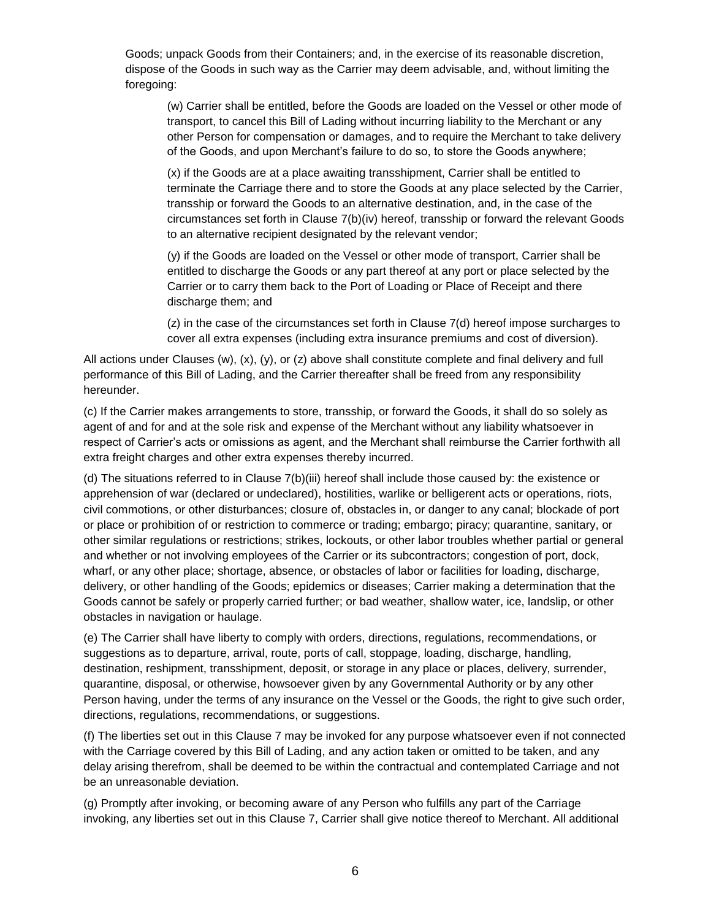Goods; unpack Goods from their Containers; and, in the exercise of its reasonable discretion, dispose of the Goods in such way as the Carrier may deem advisable, and, without limiting the foregoing:

(w) Carrier shall be entitled, before the Goods are loaded on the Vessel or other mode of transport, to cancel this Bill of Lading without incurring liability to the Merchant or any other Person for compensation or damages, and to require the Merchant to take delivery of the Goods, and upon Merchant's failure to do so, to store the Goods anywhere;

(x) if the Goods are at a place awaiting transshipment, Carrier shall be entitled to terminate the Carriage there and to store the Goods at any place selected by the Carrier, transship or forward the Goods to an alternative destination, and, in the case of the circumstances set forth in Clause 7(b)(iv) hereof, transship or forward the relevant Goods to an alternative recipient designated by the relevant vendor;

(y) if the Goods are loaded on the Vessel or other mode of transport, Carrier shall be entitled to discharge the Goods or any part thereof at any port or place selected by the Carrier or to carry them back to the Port of Loading or Place of Receipt and there discharge them; and

(z) in the case of the circumstances set forth in Clause 7(d) hereof impose surcharges to cover all extra expenses (including extra insurance premiums and cost of diversion).

All actions under Clauses (w), (x), (y), or (z) above shall constitute complete and final delivery and full performance of this Bill of Lading, and the Carrier thereafter shall be freed from any responsibility hereunder.

(c) If the Carrier makes arrangements to store, transship, or forward the Goods, it shall do so solely as agent of and for and at the sole risk and expense of the Merchant without any liability whatsoever in respect of Carrier's acts or omissions as agent, and the Merchant shall reimburse the Carrier forthwith all extra freight charges and other extra expenses thereby incurred.

(d) The situations referred to in Clause 7(b)(iii) hereof shall include those caused by: the existence or apprehension of war (declared or undeclared), hostilities, warlike or belligerent acts or operations, riots, civil commotions, or other disturbances; closure of, obstacles in, or danger to any canal; blockade of port or place or prohibition of or restriction to commerce or trading; embargo; piracy; quarantine, sanitary, or other similar regulations or restrictions; strikes, lockouts, or other labor troubles whether partial or general and whether or not involving employees of the Carrier or its subcontractors; congestion of port, dock, wharf, or any other place; shortage, absence, or obstacles of labor or facilities for loading, discharge, delivery, or other handling of the Goods; epidemics or diseases; Carrier making a determination that the Goods cannot be safely or properly carried further; or bad weather, shallow water, ice, landslip, or other obstacles in navigation or haulage.

(e) The Carrier shall have liberty to comply with orders, directions, regulations, recommendations, or suggestions as to departure, arrival, route, ports of call, stoppage, loading, discharge, handling, destination, reshipment, transshipment, deposit, or storage in any place or places, delivery, surrender, quarantine, disposal, or otherwise, howsoever given by any Governmental Authority or by any other Person having, under the terms of any insurance on the Vessel or the Goods, the right to give such order, directions, regulations, recommendations, or suggestions.

(f) The liberties set out in this Clause 7 may be invoked for any purpose whatsoever even if not connected with the Carriage covered by this Bill of Lading, and any action taken or omitted to be taken, and any delay arising therefrom, shall be deemed to be within the contractual and contemplated Carriage and not be an unreasonable deviation.

(g) Promptly after invoking, or becoming aware of any Person who fulfills any part of the Carriage invoking, any liberties set out in this Clause 7, Carrier shall give notice thereof to Merchant. All additional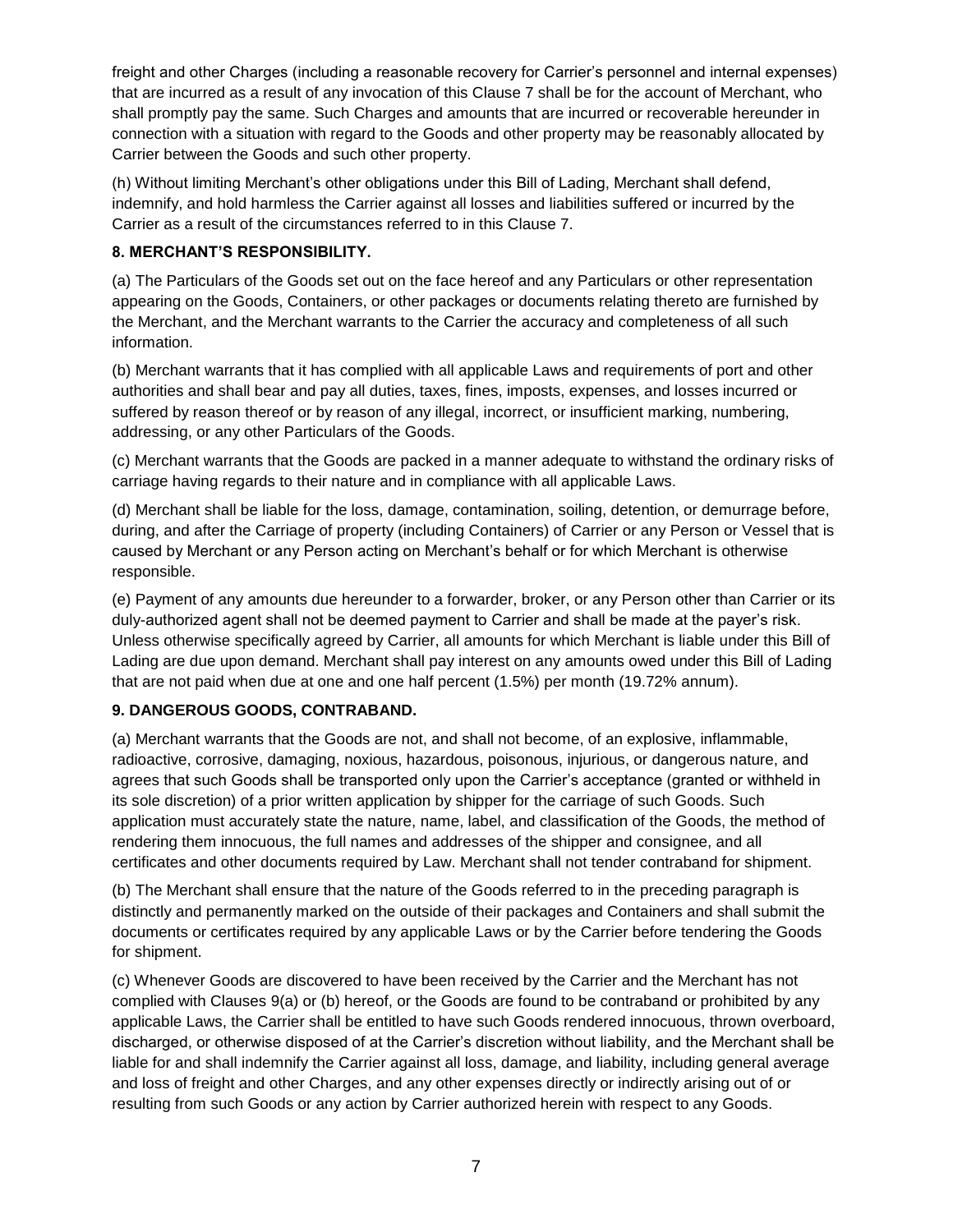freight and other Charges (including a reasonable recovery for Carrier's personnel and internal expenses) that are incurred as a result of any invocation of this Clause 7 shall be for the account of Merchant, who shall promptly pay the same. Such Charges and amounts that are incurred or recoverable hereunder in connection with a situation with regard to the Goods and other property may be reasonably allocated by Carrier between the Goods and such other property.

(h) Without limiting Merchant's other obligations under this Bill of Lading, Merchant shall defend, indemnify, and hold harmless the Carrier against all losses and liabilities suffered or incurred by the Carrier as a result of the circumstances referred to in this Clause 7.

**8. MERCHANT'S RESPONSIBILITY.**

(a) The Particulars of the Goods set out on the face hereof and any Particulars or other representation appearing on the Goods, Containers, or other packages or documents relating thereto are furnished by the Merchant, and the Merchant warrants to the Carrier the accuracy and completeness of all such information.

(b) Merchant warrants that it has complied with all applicable Laws and requirements of port and other authorities and shall bear and pay all duties, taxes, fines, imposts, expenses, and losses incurred or suffered by reason thereof or by reason of any illegal, incorrect, or insufficient marking, numbering, addressing, or any other Particulars of the Goods.

(c) Merchant warrants that the Goods are packed in a manner adequate to withstand the ordinary risks of carriage having regards to their nature and in compliance with all applicable Laws.

(d) Merchant shall be liable for the loss, damage, contamination, soiling, detention, or demurrage before, during, and after the Carriage of property (including Containers) of Carrier or any Person or Vessel that is caused by Merchant or any Person acting on Merchant's behalf or for which Merchant is otherwise responsible.

(e) Payment of any amounts due hereunder to a forwarder, broker, or any Person other than Carrier or its duly-authorized agent shall not be deemed payment to Carrier and shall be made at the payer's risk. Unless otherwise specifically agreed by Carrier, all amounts for which Merchant is liable under this Bill of Lading are due upon demand. Merchant shall pay interest on any amounts owed under this Bill of Lading that are not paid when due at one and one half percent (1.5%) per month (19.72% annum).

**9. DANGEROUS GOODS, CONTRABAND.**

(a) Merchant warrants that the Goods are not, and shall not become, of an explosive, inflammable, radioactive, corrosive, damaging, noxious, hazardous, poisonous, injurious, or dangerous nature, and agrees that such Goods shall be transported only upon the Carrier's acceptance (granted or withheld in its sole discretion) of a prior written application by shipper for the carriage of such Goods. Such application must accurately state the nature, name, label, and classification of the Goods, the method of rendering them innocuous, the full names and addresses of the shipper and consignee, and all certificates and other documents required by Law. Merchant shall not tender contraband for shipment.

(b) The Merchant shall ensure that the nature of the Goods referred to in the preceding paragraph is distinctly and permanently marked on the outside of their packages and Containers and shall submit the documents or certificates required by any applicable Laws or by the Carrier before tendering the Goods for shipment.

(c) Whenever Goods are discovered to have been received by the Carrier and the Merchant has not complied with Clauses 9(a) or (b) hereof, or the Goods are found to be contraband or prohibited by any applicable Laws, the Carrier shall be entitled to have such Goods rendered innocuous, thrown overboard, discharged, or otherwise disposed of at the Carrier's discretion without liability, and the Merchant shall be liable for and shall indemnify the Carrier against all loss, damage, and liability, including general average and loss of freight and other Charges, and any other expenses directly or indirectly arising out of or resulting from such Goods or any action by Carrier authorized herein with respect to any Goods.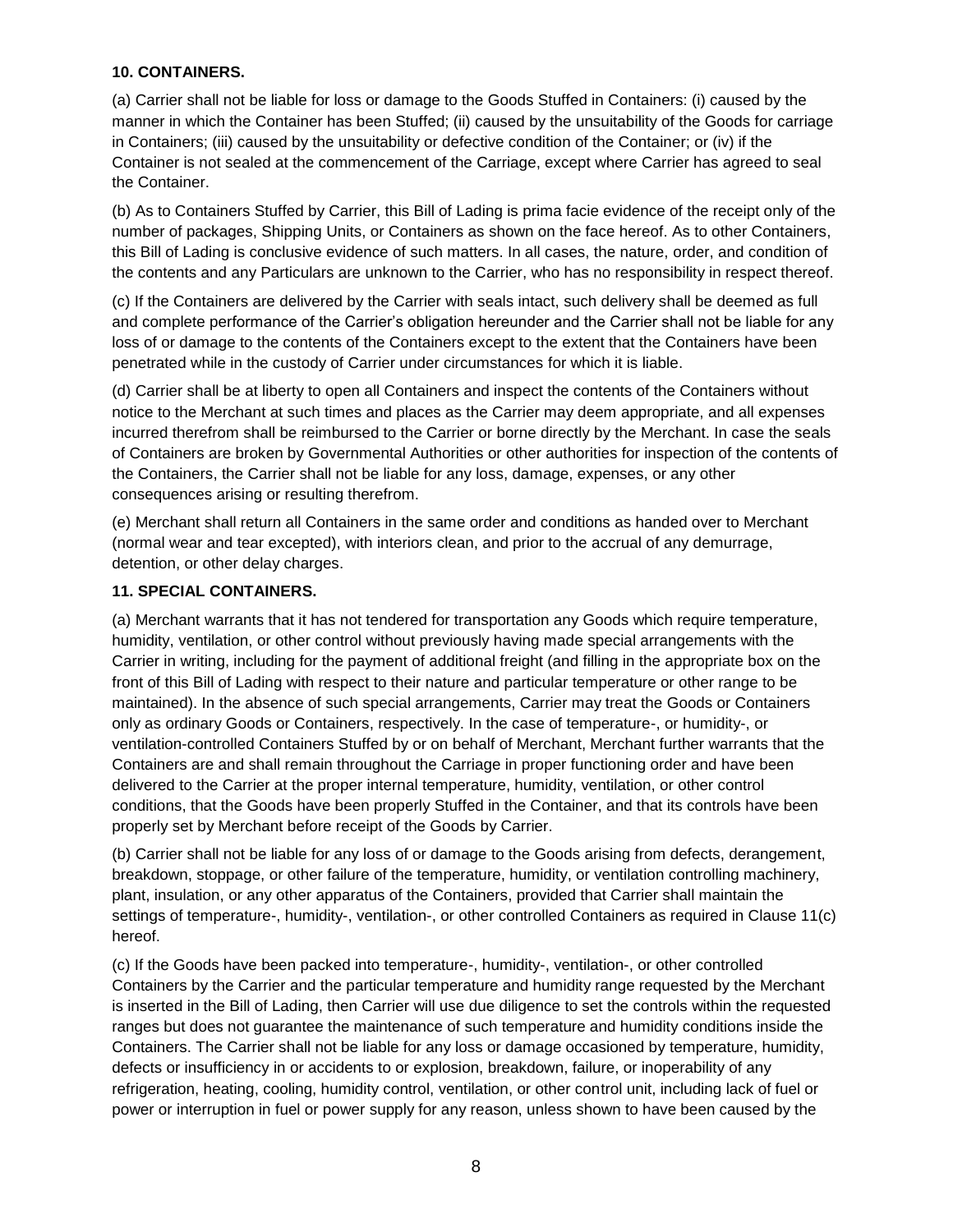**10. CONTAINERS.**

(a) Carrier shall not be liable for loss or damage to the Goods Stuffed in Containers: (i) caused by the manner in which the Container has been Stuffed; (ii) caused by the unsuitability of the Goods for carriage in Containers; (iii) caused by the unsuitability or defective condition of the Container; or (iv) if the Container is not sealed at the commencement of the Carriage, except where Carrier has agreed to seal the Container.

(b) As to Containers Stuffed by Carrier, this Bill of Lading is prima facie evidence of the receipt only of the number of packages, Shipping Units, or Containers as shown on the face hereof. As to other Containers, this Bill of Lading is conclusive evidence of such matters. In all cases, the nature, order, and condition of the contents and any Particulars are unknown to the Carrier, who has no responsibility in respect thereof.

(c) If the Containers are delivered by the Carrier with seals intact, such delivery shall be deemed as full and complete performance of the Carrier's obligation hereunder and the Carrier shall not be liable for any loss of or damage to the contents of the Containers except to the extent that the Containers have been penetrated while in the custody of Carrier under circumstances for which it is liable.

(d) Carrier shall be at liberty to open all Containers and inspect the contents of the Containers without notice to the Merchant at such times and places as the Carrier may deem appropriate, and all expenses incurred therefrom shall be reimbursed to the Carrier or borne directly by the Merchant. In case the seals of Containers are broken by Governmental Authorities or other authorities for inspection of the contents of the Containers, the Carrier shall not be liable for any loss, damage, expenses, or any other consequences arising or resulting therefrom.

(e) Merchant shall return all Containers in the same order and conditions as handed over to Merchant (normal wear and tear excepted), with interiors clean, and prior to the accrual of any demurrage, detention, or other delay charges.

**11. SPECIAL CONTAINERS.**

(a) Merchant warrants that it has not tendered for transportation any Goods which require temperature, humidity, ventilation, or other control without previously having made special arrangements with the Carrier in writing, including for the payment of additional freight (and filling in the appropriate box on the front of this Bill of Lading with respect to their nature and particular temperature or other range to be maintained). In the absence of such special arrangements, Carrier may treat the Goods or Containers only as ordinary Goods or Containers, respectively. In the case of temperature-, or humidity-, or ventilation-controlled Containers Stuffed by or on behalf of Merchant, Merchant further warrants that the Containers are and shall remain throughout the Carriage in proper functioning order and have been delivered to the Carrier at the proper internal temperature, humidity, ventilation, or other control conditions, that the Goods have been properly Stuffed in the Container, and that its controls have been properly set by Merchant before receipt of the Goods by Carrier.

(b) Carrier shall not be liable for any loss of or damage to the Goods arising from defects, derangement, breakdown, stoppage, or other failure of the temperature, humidity, or ventilation controlling machinery, plant, insulation, or any other apparatus of the Containers, provided that Carrier shall maintain the settings of temperature-, humidity-, ventilation-, or other controlled Containers as required in Clause 11(c) hereof.

(c) If the Goods have been packed into temperature-, humidity-, ventilation-, or other controlled Containers by the Carrier and the particular temperature and humidity range requested by the Merchant is inserted in the Bill of Lading, then Carrier will use due diligence to set the controls within the requested ranges but does not guarantee the maintenance of such temperature and humidity conditions inside the Containers. The Carrier shall not be liable for any loss or damage occasioned by temperature, humidity, defects or insufficiency in or accidents to or explosion, breakdown, failure, or inoperability of any refrigeration, heating, cooling, humidity control, ventilation, or other control unit, including lack of fuel or power or interruption in fuel or power supply for any reason, unless shown to have been caused by the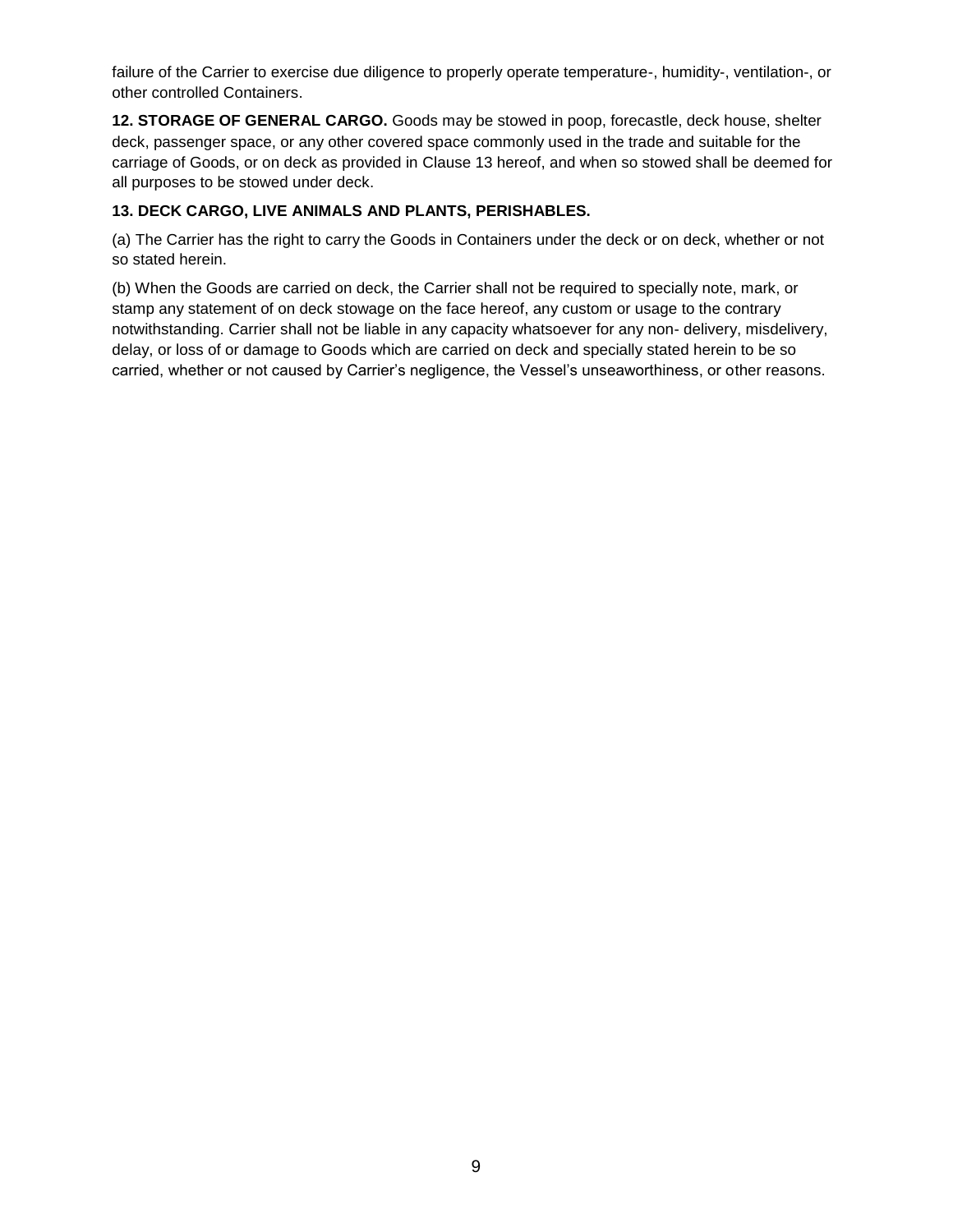failure of the Carrier to exercise due diligence to properly operate temperature-, humidity-, ventilation-, or other controlled Containers.

**12. STORAGE OF GENERAL CARGO.** Goods may be stowed in poop, forecastle, deck house, shelter deck, passenger space, or any other covered space commonly used in the trade and suitable for the carriage of Goods, or on deck as provided in Clause 13 hereof, and when so stowed shall be deemed for all purposes to be stowed under deck.

**13. DECK CARGO, LIVE ANIMALS AND PLANTS, PERISHABLES.**

(a) The Carrier has the right to carry the Goods in Containers under the deck or on deck, whether or not so stated herein.

(b) When the Goods are carried on deck, the Carrier shall not be required to specially note, mark, or stamp any statement of on deck stowage on the face hereof, any custom or usage to the contrary notwithstanding. Carrier shall not be liable in any capacity whatsoever for any non- delivery, misdelivery, delay, or loss of or damage to Goods which are carried on deck and specially stated herein to be so carried, whether or not caused by Carrier's negligence, the Vessel's unseaworthiness, or other reasons.